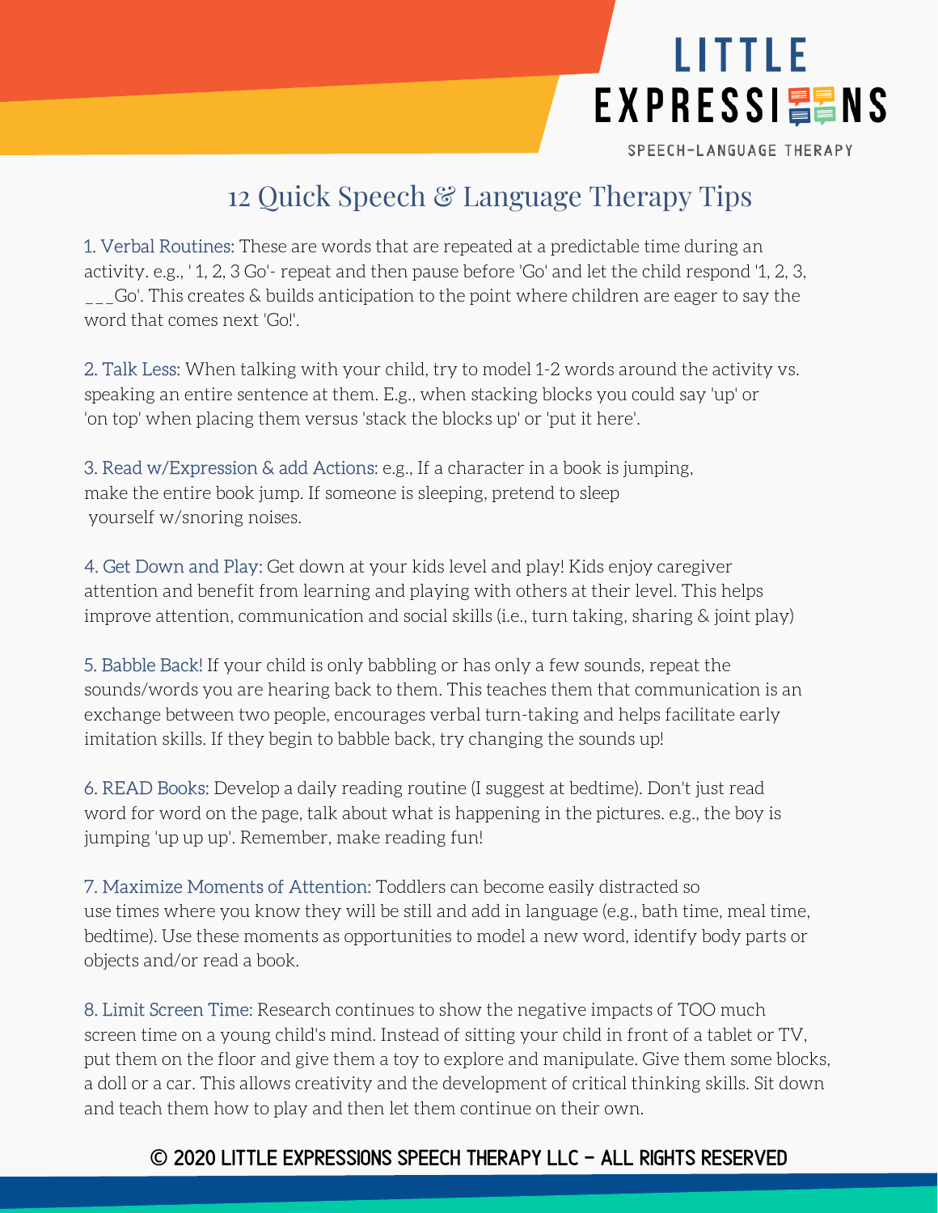LITTLE EXPRESSIONS

SPEECH-LANGUAGE THERAPY

# 12 Quick Speech & Language Therapy Tips

1. Verbal Routines: These are words that are repeated at a predictable time during an activity. e.g., ' 1, 2, 3 Go'- repeat and then pause before 'Go' and let the child respond '1, 2, 3, ___Go'. This creates & builds anticipation to the point where children are eager to say the word that comes next 'Go!'.

2. Talk Less: When talking with your child, try to model 1-2 words around the activity vs. speaking an entire sentence at them. E.g., when stacking blocks you could say 'up' or 'on top' when placing them versus 'stack the blocks up' or 'put it here'.

3. Read w/Expression & add Actions: e.g., If a character in a book is jumping, make the entire book jump. If someone is sleeping, pretend to sleep yourself w/snoring noises.

4. Get Down and Play: Get down at your kids level and play! Kids enjoy caregiver attention and benefit from learning and playing with others at their level. This helps improve attention, communication and social skills (i.e., turn taking, sharing & joint play)

5. Babble Back! If your child is only babbling or has only a few sounds, repeat the sounds/words you are hearing back to them. This teaches them that communication is an exchange between two people, encourages verbal turn-taking and helps facilitate early imitation skills. If they begin to babble back, try changing the sounds up!

6. READ Books: Develop a daily reading routine (I suggest at bedtime). Don't just read word for word on the page, talk about what is happening in the pictures. e.g., the boy is jumping 'up up up'. Remember, make reading fun!

7. Maximize Moments of Attention: Toddlers can become easily distracted so use times where you know they will be still and add in language (e.g., bath time, meal time, bedtime). Use these moments as opportunities to model a new word, identify body parts or objects and/or read a book.

8. Limit Screen Time: Research continues to show the negative impacts of TOO much screen time on a young child's mind. Instead of sitting your child in front of a tablet or TV, put them on the floor and give them a toy to explore and manipulate. Give them some blocks, a doll or a car. This allows creativity and the development of critical thinking skills. Sit down and teach them how to play and then let them continue on their own.

© 2020 LITTLE EXPRESSIONS SPEECH THERAPY LLC - ALL RIGHTS RESERVED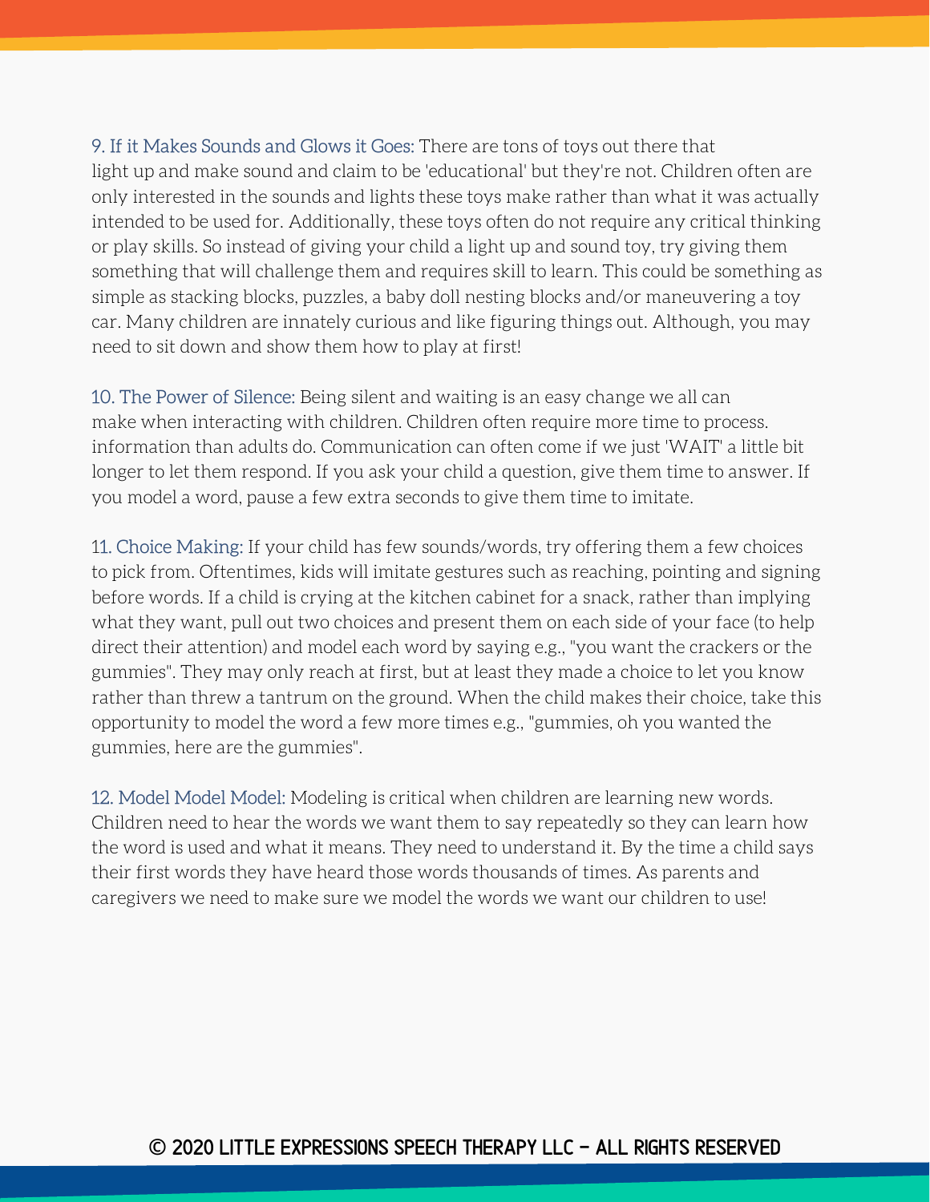**9. If it Makes Sounds and Glows it Goes:** There are tons of toys out there that light up and make sound and claim to be 'educational' but they're not. Children often are only interested in the sounds and lights these toys make rather than what it was actually intended to be used for. Additionally, these toys often do not require any critical thinking or play skills. So instead of giving your child a light up and sound toy, try giving them something that will challenge them and requires skill to learn. This could be something as simple as stacking blocks, puzzles, a baby doll nesting blocks and/or maneuvering a toy car. Many children are innately curious and like figuring things out. Although, you may need to sit down and show them how to play at first!

**10. The Power of Silence:** Being silent and waiting is an easy change we all can make when interacting with children. Children often require more time to process. information than adults do. Communication can often come if we just 'WAIT' a little bit longer to let them respond. If you ask your child a question, give them time to answer. If you model a word, pause a few extra seconds to give them time to imitate.

**11. Choice Making:** If your child has few sounds/words, try offering them a few choices to pick from. Oftentimes, kids will imitate gestures such as reaching, pointing and signing before words. If a child is crying at the kitchen cabinet for a snack, rather than implying what they want, pull out two choices and present them on each side of your face (to help direct their attention) and model each word by saying e.g., "you want the crackers or the gummies". They may only reach at first, but at least they made a choice to let you know rather than threw a tantrum on the ground. When the child makes their choice, take this opportunity to model the word a few more times e.g., "gummies, oh you wanted the gummies, here are the gummies".

**12. Model Model Model:** Modeling is critical when children are learning new words. Children need to hear the words we want them to say repeatedly so they can learn how the word is used and what it means. They need to understand it. By the time a child says their first words they have heard those words thousands of times. As parents and caregivers we need to make sure we model the words we want our children to use!

© 2020 LITTLE EXPRESSIONS SPEECH THERAPY LLC - ALL RIGHTS RESERVED